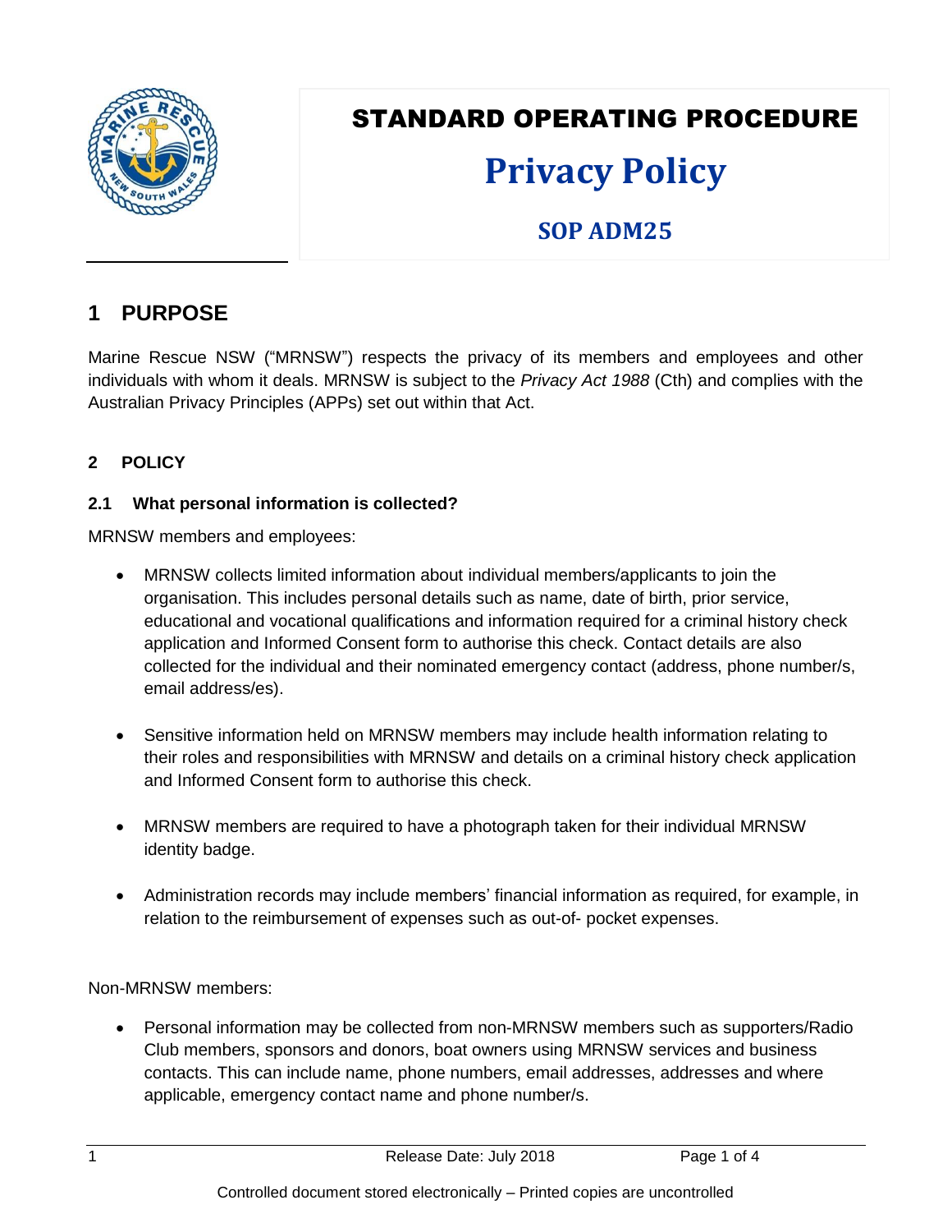# STANDARD OPERATING PROCEDURE

# Privacy Policy

## SOP ADM25

## 1 PURPOSE

Marine Rescue NSW ("MRNSW") respects the privacy of its members and employees and other individuals with whom it deals. MRNSW is subject to the *Privacy Act 1988* (Cth) and complies with the Australian Privacy Principles (APPs) set out within that Act.

### 2 POLICY

#### 2.1 What personal information is collected?

MRNSW members and employees:

- MRNSW collects limited information about individual members/applicants to join the organisation. This includes personal details such as name, date of birth, prior service, educational and vocational qualifications and information required for a criminal history check application and Informed Consent form to authorise this check. Contact details are also collected for the individual and their nominated emergency contact (address, phone number/s, email address/es).

- Sensitive information held on MRNSW members may include health information relating to their roles and responsibilities with MRNSW and details on a criminal history check application and Informed Consent form to authorise this check.

- MRNSW members are required to have a photograph taken for their individual MRNSW identity badge.

- Administration records may include members' financial information as required, for example, in relation to the reimbursement of expenses such as out-of- pocket expenses.

Non-MRNSW members:

- Personal information may be collected from non-MRNSW members such as supporters/Radio Club members, sponsors and donors, boat owners using MRNSW services and business contacts. This can include name, phone numbers, email addresses, addresses and where applicable, emergency contact name and phone number/s.

Release Date: July 2018

Controlled document stored electronically – Printed copies are uncontrolled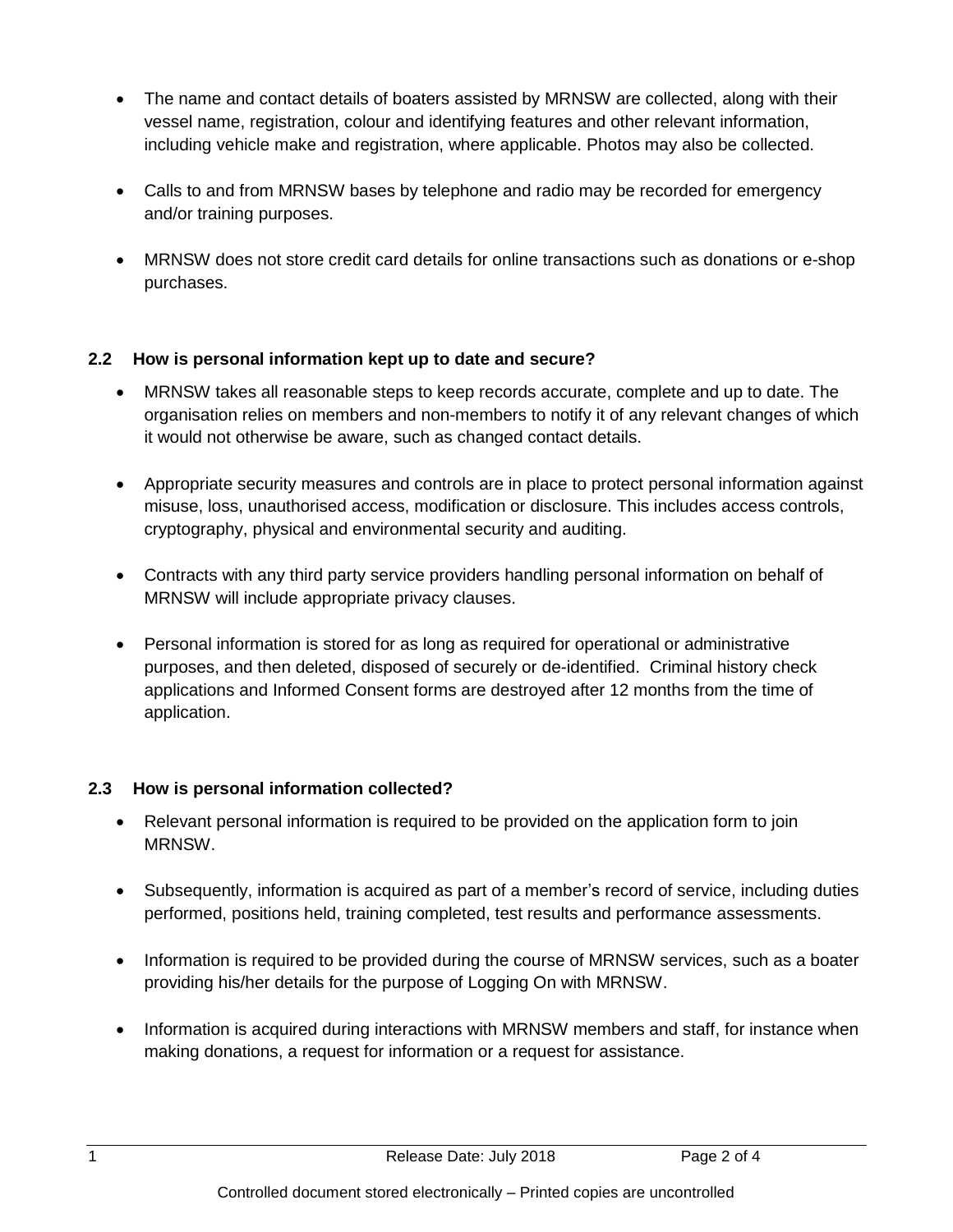- The name and contact details of boaters assisted by MRNSW are collected, along with their vessel name, registration, colour and identifying features and other relevant information, including vehicle make and registration, where applicable. Photos may also be collected.

- Calls to and from MRNSW bases by telephone and radio may be recorded for emergency and/or training purposes.

- MRNSW does not store credit card details for online transactions such as donations or e-shop purchases.

### 2.2 How is personal information kept up to date and secure?

- MRNSW takes all reasonable steps to keep records accurate, complete and up to date. The organisation relies on members and non-members to notify it of any relevant changes of which it would not otherwise be aware, such as changed contact details.

- Appropriate security measures and controls are in place to protect personal information against misuse, loss, unauthorised access, modification or disclosure. This includes access controls, cryptography, physical and environmental security and auditing.

- Contracts with any third party service providers handling personal information on behalf of MRNSW will include appropriate privacy clauses.

- Personal information is stored for as long as required for operational or administrative purposes, and then deleted, disposed of securely or de-identified. Criminal history check applications and Informed Consent forms are destroyed after 12 months from the time of application.

### 2.3 How is personal information collected?

- Relevant personal information is required to be provided on the application form to join MRNSW.

- Subsequently, information is acquired as part of a member's record of service, including duties performed, positions held, training completed, test results and performance assessments.

- Information is required to be provided during the course of MRNSW services, such as a boater providing his/her details for the purpose of Logging On with MRNSW.

- Information is acquired during interactions with MRNSW members and staff, for instance when making donations, a request for information or a request for assistance.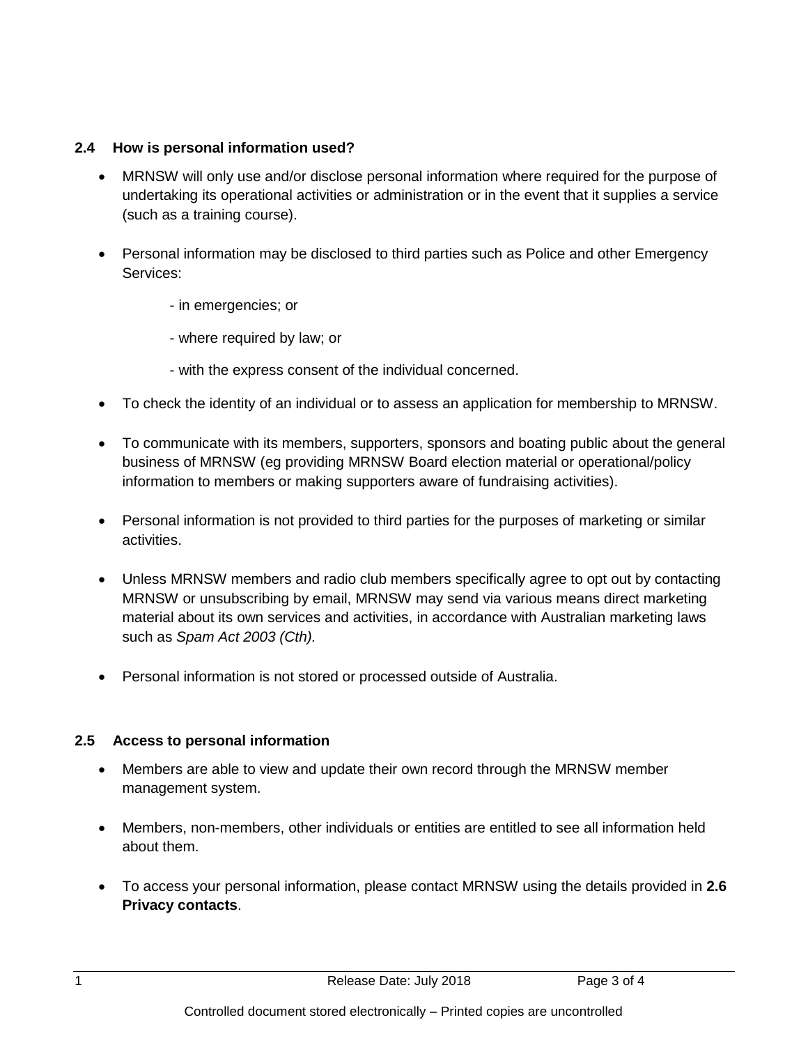### 2.4 How is personal information used?

- MRNSW will only use and/or disclose personal information where required for the purpose of undertaking its operational activities or administration or in the event that it supplies a service (such as a training course).

- Personal information may be disclosed to third parties such as Police and other Emergency Services:

  - in emergencies; or

  - where required by law; or

  - with the express consent of the individual concerned.

- To check the identity of an individual or to assess an application for membership to MRNSW.

- To communicate with its members, supporters, sponsors and boating public about the general business of MRNSW (eg providing MRNSW Board election material or operational/policy information to members or making supporters aware of fundraising activities).

- Personal information is not provided to third parties for the purposes of marketing or similar activities.

- Unless MRNSW members and radio club members specifically agree to opt out by contacting MRNSW or unsubscribing by email, MRNSW may send via various means direct marketing material about its own services and activities, in accordance with Australian marketing laws such as *Spam Act 2003 (Cth).*

- Personal information is not stored or processed outside of Australia.

### 2.5 Access to personal information

- Members are able to view and update their own record through the MRNSW member management system.

- Members, non-members, other individuals or entities are entitled to see all information held about them.

- To access your personal information, please contact MRNSW using the details provided in **2.6 Privacy contacts**.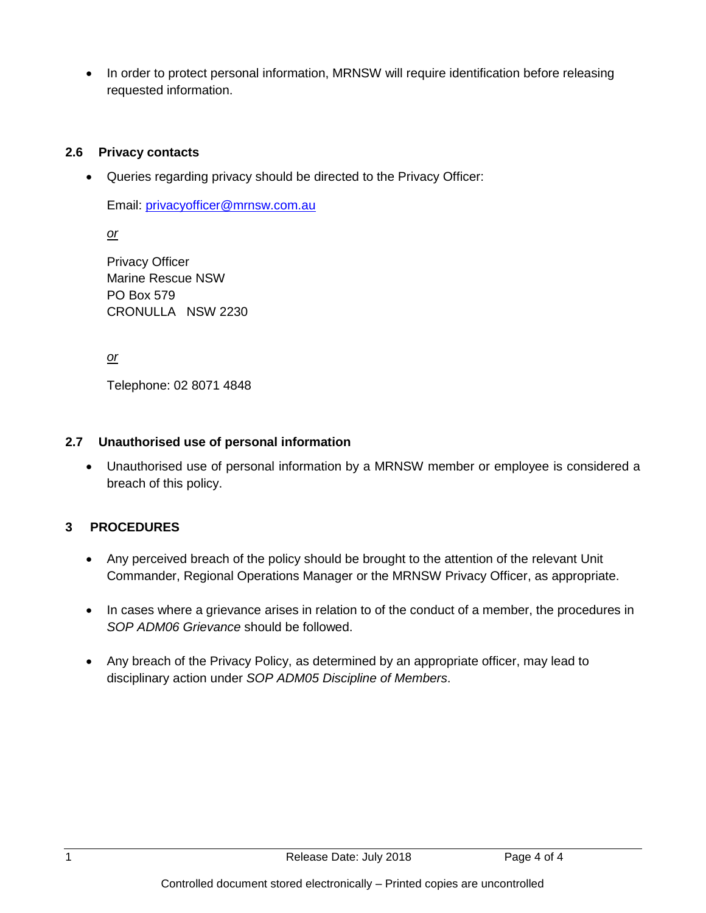- In order to protect personal information, MRNSW will require identification before releasing requested information.

### 2.6 Privacy contacts

- Queries regarding privacy should be directed to the Privacy Officer:

  Email: privacyofficer@mrnsw.com.au

  *or*

  Privacy Officer
  Marine Rescue NSW
  PO Box 579
  CRONULLA NSW 2230

  *or*

  Telephone: 02 8071 4848

### 2.7 Unauthorised use of personal information

- Unauthorised use of personal information by a MRNSW member or employee is considered a breach of this policy.

## 3 PROCEDURES

- Any perceived breach of the policy should be brought to the attention of the relevant Unit Commander, Regional Operations Manager or the MRNSW Privacy Officer, as appropriate.
- In cases where a grievance arises in relation to of the conduct of a member, the procedures in *SOP ADM06 Grievance* should be followed.
- Any breach of the Privacy Policy, as determined by an appropriate officer, may lead to disciplinary action under *SOP ADM05 Discipline of Members*.